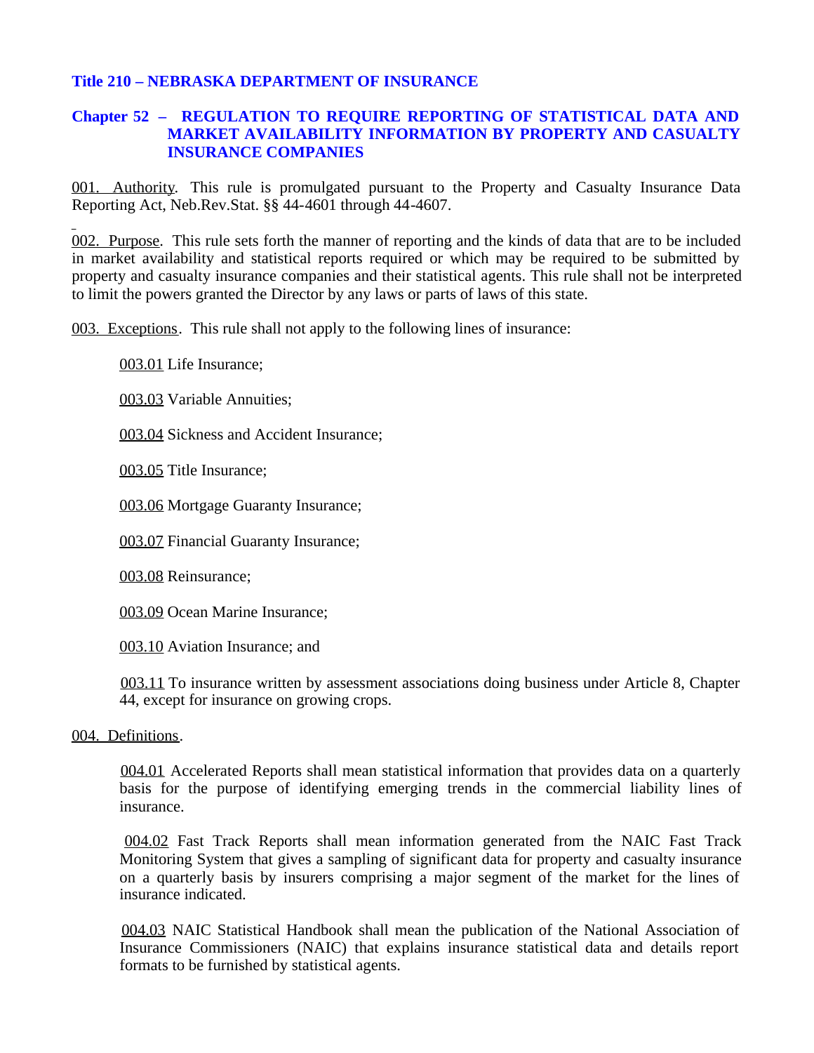**Title 210 – NEBRASKA DEPARTMENT OF INSURANCE**

**Chapter 52 – REGULATION TO REQUIRE REPORTING OF STATISTICAL DATA AND MARKET AVAILABILITY INFORMATION BY PROPERTY AND CASUALTY INSURANCE COMPANIES**

001. Authority. This rule is promulgated pursuant to the Property and Casualty Insurance Data Reporting Act, Neb.Rev.Stat. §§ 44-4601 through 44-4607.

002. Purpose. This rule sets forth the manner of reporting and the kinds of data that are to be included in market availability and statistical reports required or which may be required to be submitted by property and casualty insurance companies and their statistical agents. This rule shall not be interpreted to limit the powers granted the Director by any laws or parts of laws of this state.

003. Exceptions. This rule shall not apply to the following lines of insurance:

003.01 Life Insurance;

003.03 Variable Annuities;

003.04 Sickness and Accident Insurance;

003.05 Title Insurance;

003.06 Mortgage Guaranty Insurance;

003.07 Financial Guaranty Insurance;

003.08 Reinsurance;

003.09 Ocean Marine Insurance;

003.10 Aviation Insurance; and

003.11 To insurance written by assessment associations doing business under Article 8, Chapter 44, except for insurance on growing crops.

004. Definitions.

004.01 Accelerated Reports shall mean statistical information that provides data on a quarterly basis for the purpose of identifying emerging trends in the commercial liability lines of insurance.

004.02 Fast Track Reports shall mean information generated from the NAIC Fast Track Monitoring System that gives a sampling of significant data for property and casualty insurance on a quarterly basis by insurers comprising a major segment of the market for the lines of insurance indicated.

004.03 NAIC Statistical Handbook shall mean the publication of the National Association of Insurance Commissioners (NAIC) that explains insurance statistical data and details report formats to be furnished by statistical agents.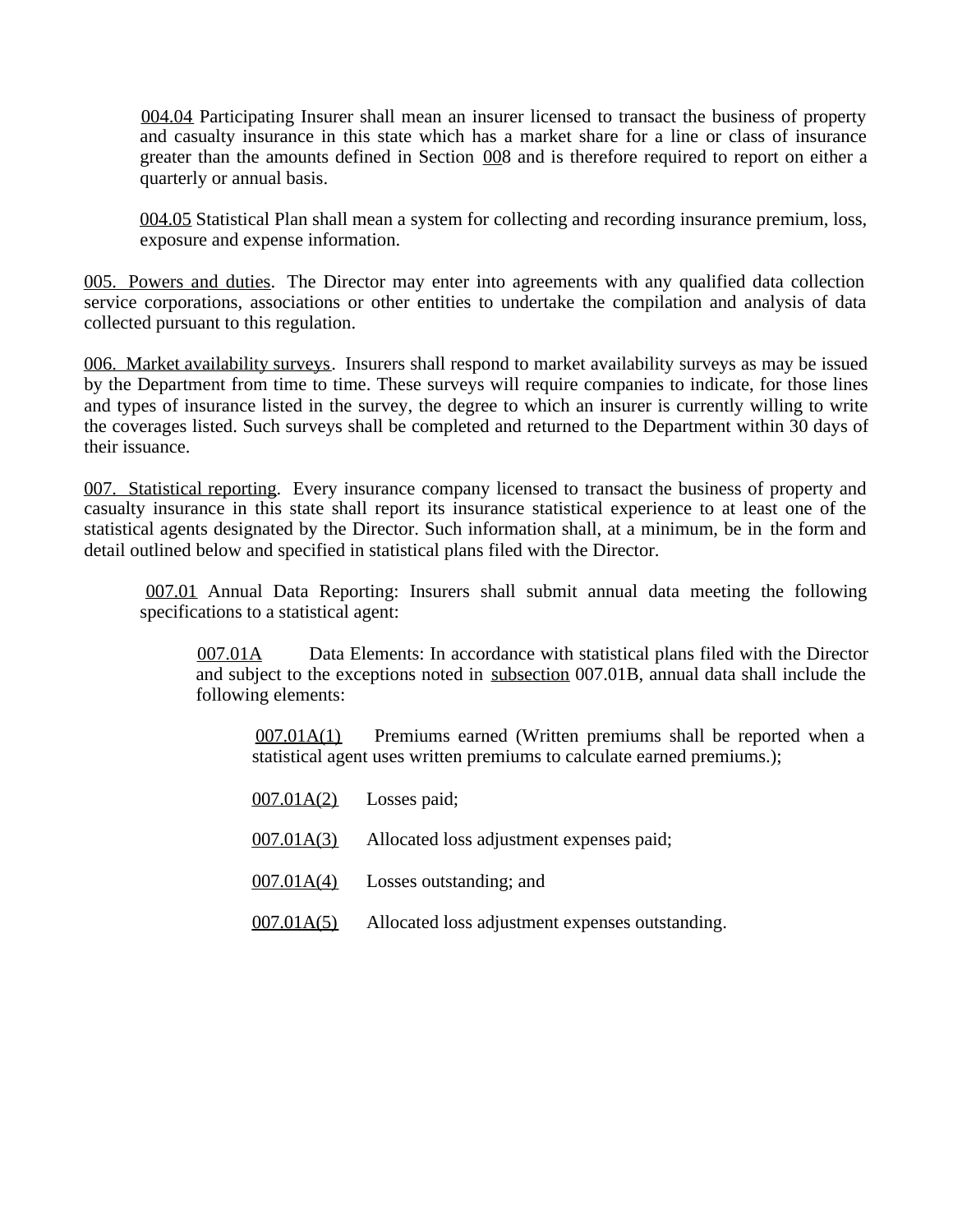004.04 Participating Insurer shall mean an insurer licensed to transact the business of property and casualty insurance in this state which has a market share for a line or class of insurance greater than the amounts defined in Section 008 and is therefore required to report on either a quarterly or annual basis.

004.05 Statistical Plan shall mean a system for collecting and recording insurance premium, loss, exposure and expense information.

005. Powers and duties. The Director may enter into agreements with any qualified data collection service corporations, associations or other entities to undertake the compilation and analysis of data collected pursuant to this regulation.

006. Market availability surveys. Insurers shall respond to market availability surveys as may be issued by the Department from time to time. These surveys will require companies to indicate, for those lines and types of insurance listed in the survey, the degree to which an insurer is currently willing to write the coverages listed. Such surveys shall be completed and returned to the Department within 30 days of their issuance.

007. Statistical reporting. Every insurance company licensed to transact the business of property and casualty insurance in this state shall report its insurance statistical experience to at least one of the statistical agents designated by the Director. Such information shall, at a minimum, be in the form and detail outlined below and specified in statistical plans filed with the Director.

007.01 Annual Data Reporting: Insurers shall submit annual data meeting the following specifications to a statistical agent:

007.01A Data Elements: In accordance with statistical plans filed with the Director and subject to the exceptions noted in subsection 007.01B, annual data shall include the following elements:

007.01A(1) Premiums earned (Written premiums shall be reported when a statistical agent uses written premiums to calculate earned premiums.);

007.01A(2) Losses paid;

007.01A(3) Allocated loss adjustment expenses paid;

007.01A(4) Losses outstanding; and

007.01A(5) Allocated loss adjustment expenses outstanding.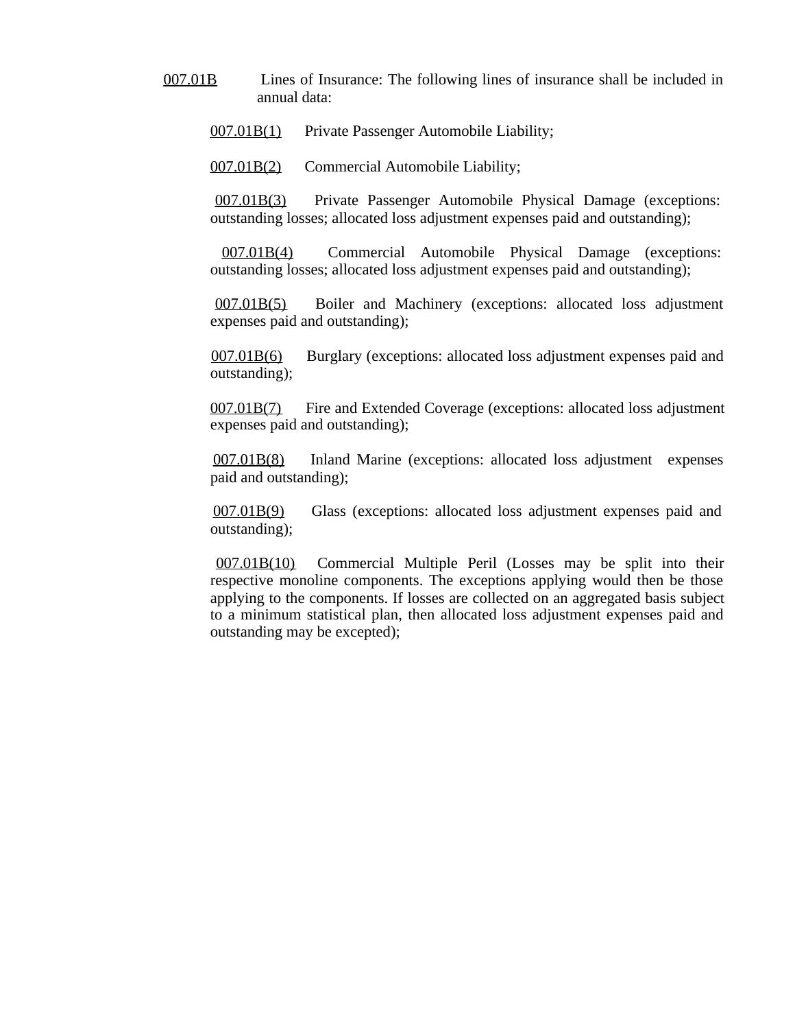<u>007.01B</u> Lines of Insurance: The following lines of insurance shall be included in annual data:

<u>007.01B(1)</u> Private Passenger Automobile Liability;

<u>007.01B(2)</u> Commercial Automobile Liability;

<u>007.01B(3)</u> Private Passenger Automobile Physical Damage (exceptions: outstanding losses; allocated loss adjustment expenses paid and outstanding);

<u>007.01B(4)</u> Commercial Automobile Physical Damage (exceptions: outstanding losses; allocated loss adjustment expenses paid and outstanding);

<u>007.01B(5)</u> Boiler and Machinery (exceptions: allocated loss adjustment expenses paid and outstanding);

<u>007.01B(6)</u> Burglary (exceptions: allocated loss adjustment expenses paid and outstanding);

<u>007.01B(7)</u> Fire and Extended Coverage (exceptions: allocated loss adjustment expenses paid and outstanding);

<u>007.01B(8)</u> Inland Marine (exceptions: allocated loss adjustment expenses paid and outstanding);

<u>007.01B(9)</u> Glass (exceptions: allocated loss adjustment expenses paid and outstanding);

<u>007.01B(10)</u> Commercial Multiple Peril (Losses may be split into their respective monoline components. The exceptions applying would then be those applying to the components. If losses are collected on an aggregated basis subject to a minimum statistical plan, then allocated loss adjustment expenses paid and outstanding may be excepted);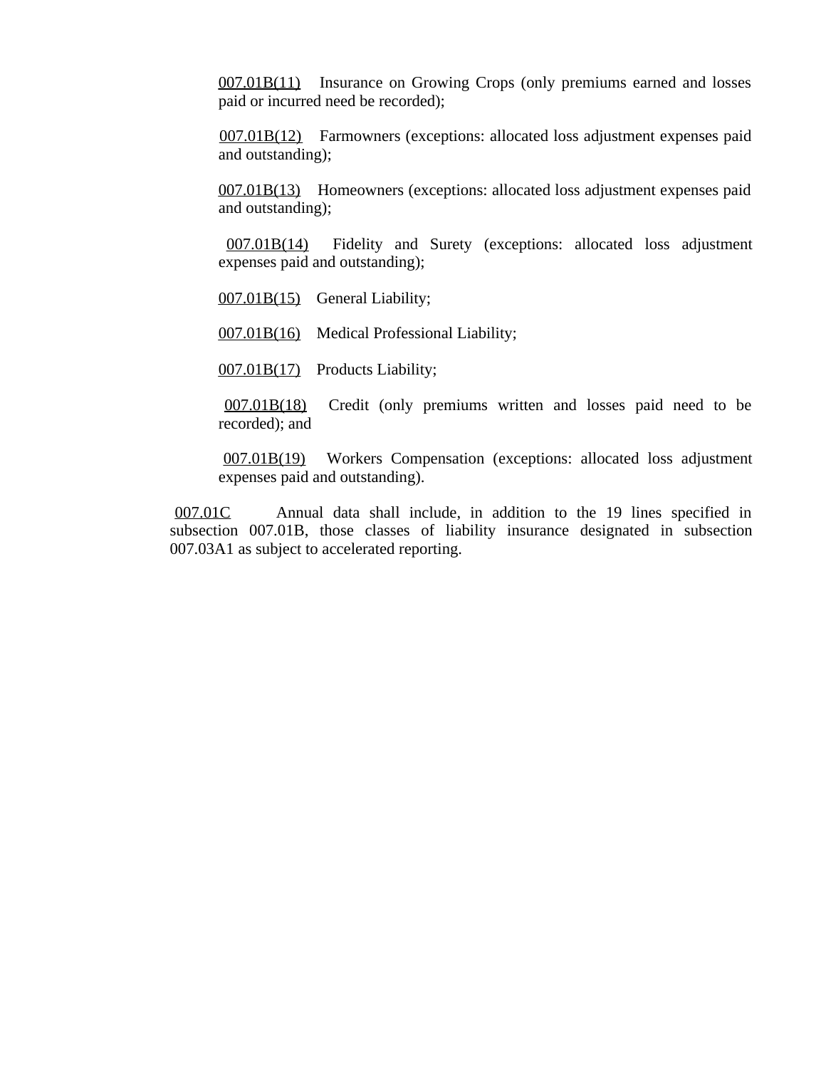007.01B(11) Insurance on Growing Crops (only premiums earned and losses paid or incurred need be recorded);

007.01B(12) Farmowners (exceptions: allocated loss adjustment expenses paid and outstanding);

007.01B(13) Homeowners (exceptions: allocated loss adjustment expenses paid and outstanding);

007.01B(14) Fidelity and Surety (exceptions: allocated loss adjustment expenses paid and outstanding);

007.01B(15) General Liability;

007.01B(16) Medical Professional Liability;

007.01B(17) Products Liability;

007.01B(18) Credit (only premiums written and losses paid need to be recorded); and

007.01B(19) Workers Compensation (exceptions: allocated loss adjustment expenses paid and outstanding).

007.01C Annual data shall include, in addition to the 19 lines specified in subsection 007.01B, those classes of liability insurance designated in subsection 007.03A1 as subject to accelerated reporting.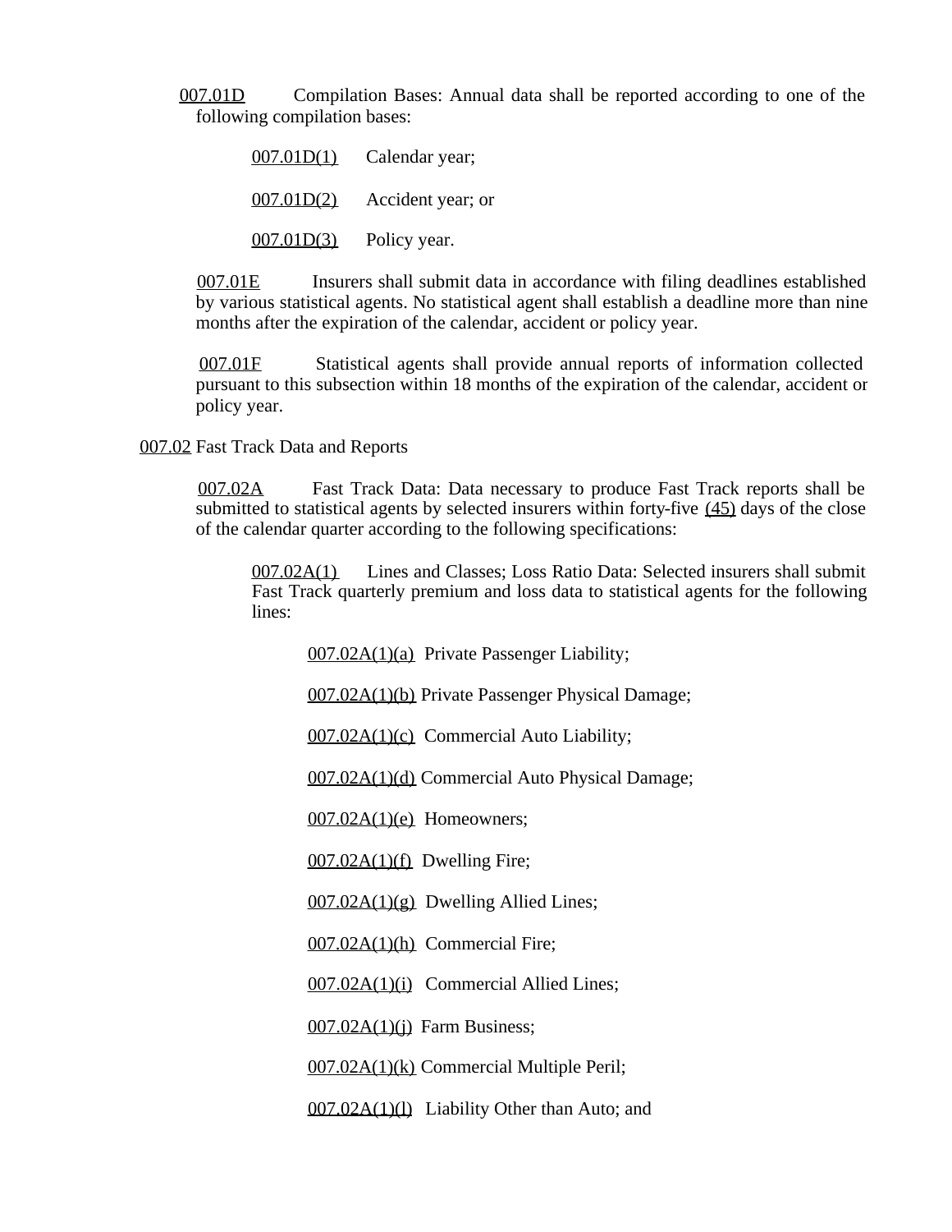007.01D Compilation Bases: Annual data shall be reported according to one of the following compilation bases:

007.01D(1) Calendar year;

007.01D(2) Accident year; or

007.01D(3) Policy year.

007.01E Insurers shall submit data in accordance with filing deadlines established by various statistical agents. No statistical agent shall establish a deadline more than nine months after the expiration of the calendar, accident or policy year.

007.01F Statistical agents shall provide annual reports of information collected pursuant to this subsection within 18 months of the expiration of the calendar, accident or policy year.

007.02 Fast Track Data and Reports

007.02A Fast Track Data: Data necessary to produce Fast Track reports shall be submitted to statistical agents by selected insurers within forty-five (45) days of the close of the calendar quarter according to the following specifications:

007.02A(1) Lines and Classes; Loss Ratio Data: Selected insurers shall submit Fast Track quarterly premium and loss data to statistical agents for the following lines:

007.02A(1)(a) Private Passenger Liability;

007.02A(1)(b) Private Passenger Physical Damage;

007.02A(1)(c) Commercial Auto Liability;

007.02A(1)(d) Commercial Auto Physical Damage;

007.02A(1)(e) Homeowners;

007.02A(1)(f) Dwelling Fire;

007.02A(1)(g) Dwelling Allied Lines;

007.02A(1)(h) Commercial Fire;

007.02A(1)(i) Commercial Allied Lines;

007.02A(1)(j) Farm Business;

007.02A(1)(k) Commercial Multiple Peril;

007.02A(1)(l) Liability Other than Auto; and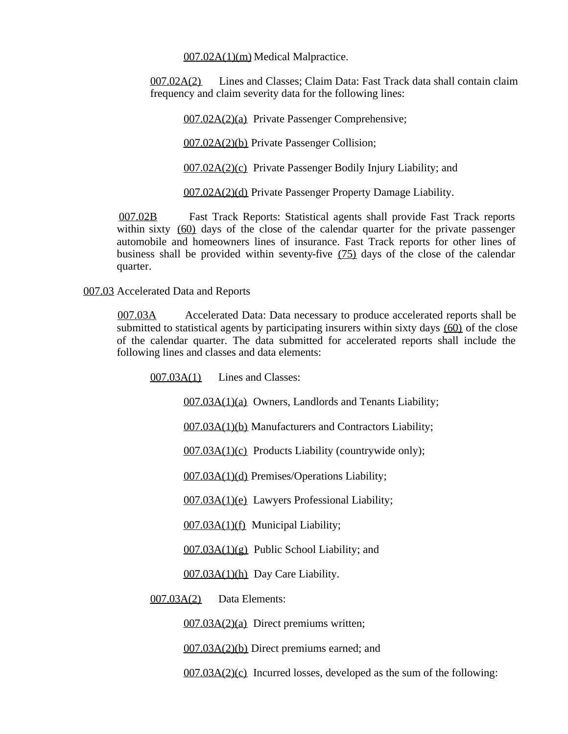007.02A(1)(m) Medical Malpractice.

007.02A(2) Lines and Classes; Claim Data: Fast Track data shall contain claim frequency and claim severity data for the following lines:

007.02A(2)(a) Private Passenger Comprehensive;

007.02A(2)(b) Private Passenger Collision;

007.02A(2)(c) Private Passenger Bodily Injury Liability; and

007.02A(2)(d) Private Passenger Property Damage Liability.

007.02B Fast Track Reports: Statistical agents shall provide Fast Track reports within sixty (60) days of the close of the calendar quarter for the private passenger automobile and homeowners lines of insurance. Fast Track reports for other lines of business shall be provided within seventy-five (75) days of the close of the calendar quarter.

007.03 Accelerated Data and Reports

007.03A Accelerated Data: Data necessary to produce accelerated reports shall be submitted to statistical agents by participating insurers within sixty days (60) of the close of the calendar quarter. The data submitted for accelerated reports shall include the following lines and classes and data elements:

007.03A(1) Lines and Classes:

007.03A(1)(a) Owners, Landlords and Tenants Liability;

007.03A(1)(b) Manufacturers and Contractors Liability;

007.03A(1)(c) Products Liability (countrywide only);

007.03A(1)(d) Premises/Operations Liability;

007.03A(1)(e) Lawyers Professional Liability;

007.03A(1)(f) Municipal Liability;

007.03A(1)(g) Public School Liability; and

007.03A(1)(h) Day Care Liability.

007.03A(2) Data Elements:

007.03A(2)(a) Direct premiums written;

007.03A(2)(b) Direct premiums earned; and

007.03A(2)(c) Incurred losses, developed as the sum of the following: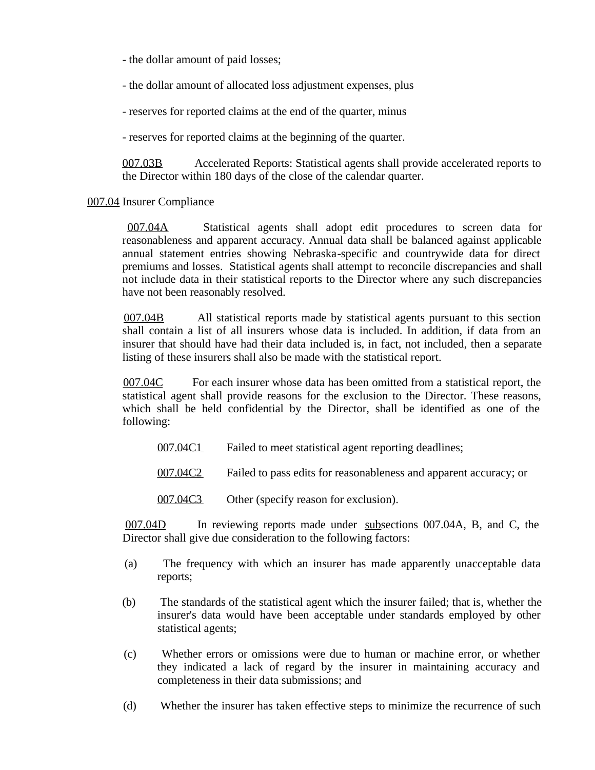- the dollar amount of paid losses;

- the dollar amount of allocated loss adjustment expenses, plus

- reserves for reported claims at the end of the quarter, minus

- reserves for reported claims at the beginning of the quarter.

007.03B Accelerated Reports: Statistical agents shall provide accelerated reports to the Director within 180 days of the close of the calendar quarter.

007.04 Insurer Compliance

007.04A Statistical agents shall adopt edit procedures to screen data for reasonableness and apparent accuracy. Annual data shall be balanced against applicable annual statement entries showing Nebraska-specific and countrywide data for direct premiums and losses. Statistical agents shall attempt to reconcile discrepancies and shall not include data in their statistical reports to the Director where any such discrepancies have not been reasonably resolved.

007.04B All statistical reports made by statistical agents pursuant to this section shall contain a list of all insurers whose data is included. In addition, if data from an insurer that should have had their data included is, in fact, not included, then a separate listing of these insurers shall also be made with the statistical report.

007.04C For each insurer whose data has been omitted from a statistical report, the statistical agent shall provide reasons for the exclusion to the Director. These reasons, which shall be held confidential by the Director, shall be identified as one of the following:

007.04C1 Failed to meet statistical agent reporting deadlines;

007.04C2 Failed to pass edits for reasonableness and apparent accuracy; or

007.04C3 Other (specify reason for exclusion).

007.04D In reviewing reports made under subsections 007.04A, B, and C, the Director shall give due consideration to the following factors:

(a) The frequency with which an insurer has made apparently unacceptable data reports;

(b) The standards of the statistical agent which the insurer failed; that is, whether the insurer's data would have been acceptable under standards employed by other statistical agents;

(c) Whether errors or omissions were due to human or machine error, or whether they indicated a lack of regard by the insurer in maintaining accuracy and completeness in their data submissions; and

(d) Whether the insurer has taken effective steps to minimize the recurrence of such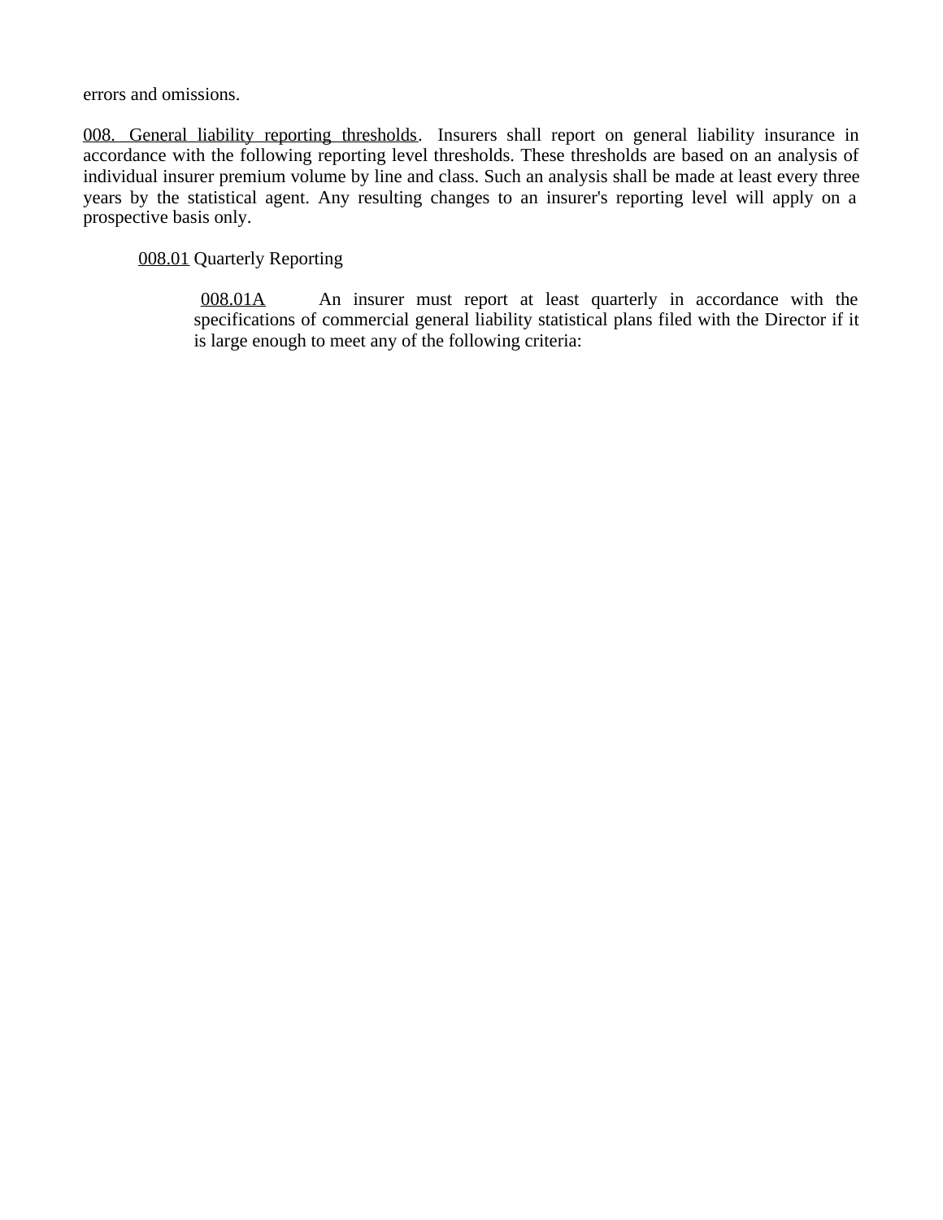errors and omissions.

008. General liability reporting thresholds. Insurers shall report on general liability insurance in accordance with the following reporting level thresholds. These thresholds are based on an analysis of individual insurer premium volume by line and class. Such an analysis shall be made at least every three years by the statistical agent. Any resulting changes to an insurer's reporting level will apply on a prospective basis only.

008.01 Quarterly Reporting

008.01A An insurer must report at least quarterly in accordance with the specifications of commercial general liability statistical plans filed with the Director if it is large enough to meet any of the following criteria: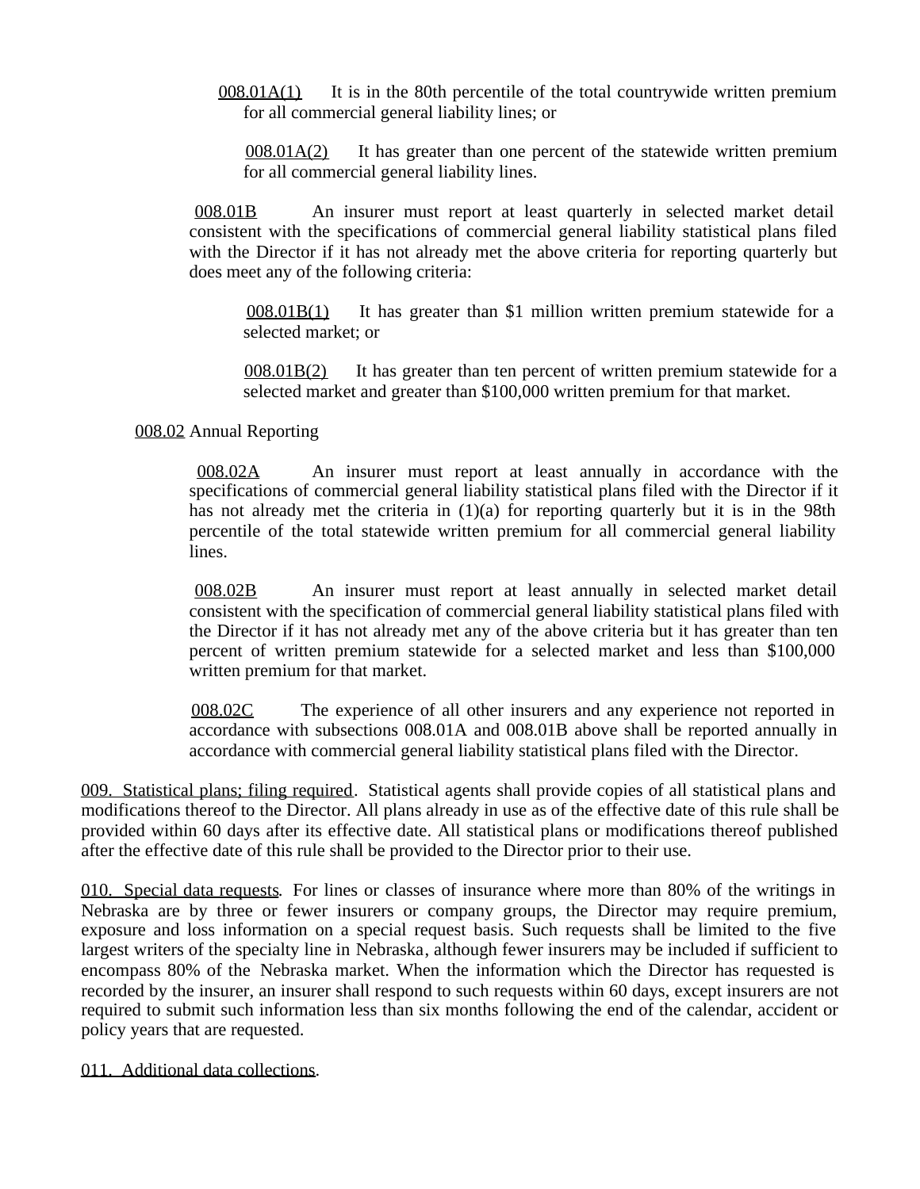008.01A(1) It is in the 80th percentile of the total countrywide written premium for all commercial general liability lines; or

008.01A(2) It has greater than one percent of the statewide written premium for all commercial general liability lines.

008.01B An insurer must report at least quarterly in selected market detail consistent with the specifications of commercial general liability statistical plans filed with the Director if it has not already met the above criteria for reporting quarterly but does meet any of the following criteria:

008.01B(1) It has greater than $1 million written premium statewide for a selected market; or

008.01B(2) It has greater than ten percent of written premium statewide for a selected market and greater than $100,000 written premium for that market.

008.02 Annual Reporting

008.02A An insurer must report at least annually in accordance with the specifications of commercial general liability statistical plans filed with the Director if it has not already met the criteria in (1)(a) for reporting quarterly but it is in the 98th percentile of the total statewide written premium for all commercial general liability lines.

008.02B An insurer must report at least annually in selected market detail consistent with the specification of commercial general liability statistical plans filed with the Director if it has not already met any of the above criteria but it has greater than ten percent of written premium statewide for a selected market and less than $100,000 written premium for that market.

008.02C The experience of all other insurers and any experience not reported in accordance with subsections 008.01A and 008.01B above shall be reported annually in accordance with commercial general liability statistical plans filed with the Director.

009. Statistical plans; filing required. Statistical agents shall provide copies of all statistical plans and modifications thereof to the Director. All plans already in use as of the effective date of this rule shall be provided within 60 days after its effective date. All statistical plans or modifications thereof published after the effective date of this rule shall be provided to the Director prior to their use.

010. Special data requests. For lines or classes of insurance where more than 80% of the writings in Nebraska are by three or fewer insurers or company groups, the Director may require premium, exposure and loss information on a special request basis. Such requests shall be limited to the five largest writers of the specialty line in Nebraska, although fewer insurers may be included if sufficient to encompass 80% of the Nebraska market. When the information which the Director has requested is recorded by the insurer, an insurer shall respond to such requests within 60 days, except insurers are not required to submit such information less than six months following the end of the calendar, accident or policy years that are requested.

011. Additional data collections.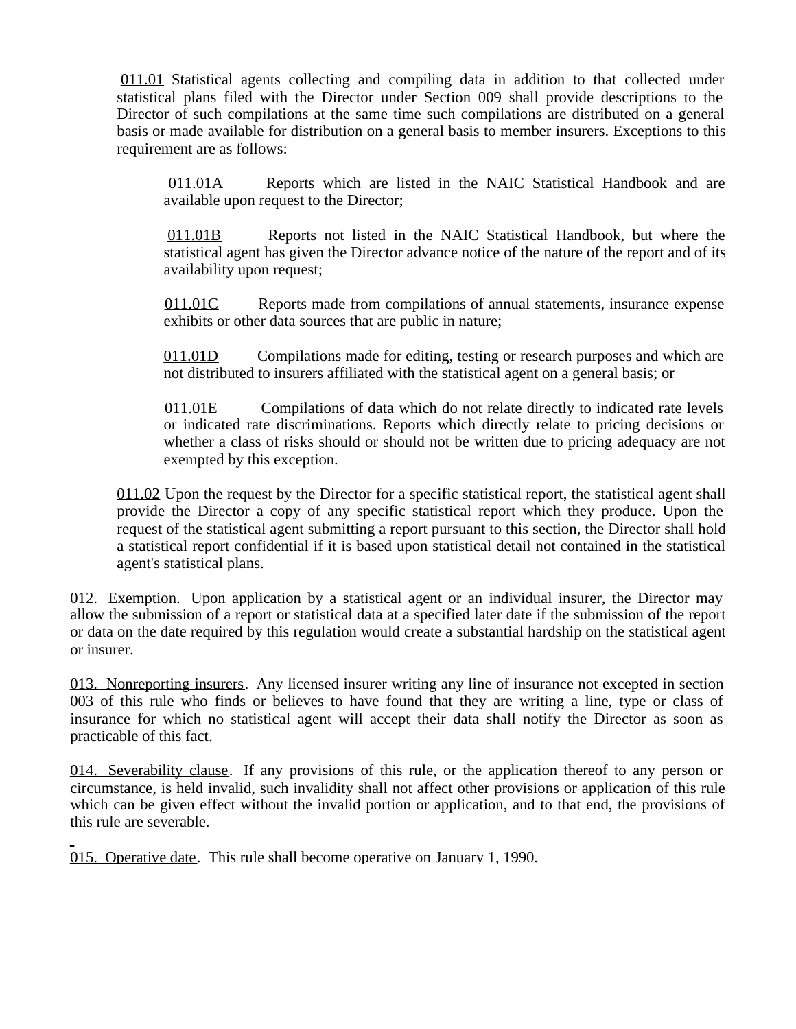011.01 Statistical agents collecting and compiling data in addition to that collected under statistical plans filed with the Director under Section 009 shall provide descriptions to the Director of such compilations at the same time such compilations are distributed on a general basis or made available for distribution on a general basis to member insurers. Exceptions to this requirement are as follows:

011.01A Reports which are listed in the NAIC Statistical Handbook and are available upon request to the Director;

011.01B Reports not listed in the NAIC Statistical Handbook, but where the statistical agent has given the Director advance notice of the nature of the report and of its availability upon request;

011.01C Reports made from compilations of annual statements, insurance expense exhibits or other data sources that are public in nature;

011.01D Compilations made for editing, testing or research purposes and which are not distributed to insurers affiliated with the statistical agent on a general basis; or

011.01E Compilations of data which do not relate directly to indicated rate levels or indicated rate discriminations. Reports which directly relate to pricing decisions or whether a class of risks should or should not be written due to pricing adequacy are not exempted by this exception.

011.02 Upon the request by the Director for a specific statistical report, the statistical agent shall provide the Director a copy of any specific statistical report which they produce. Upon the request of the statistical agent submitting a report pursuant to this section, the Director shall hold a statistical report confidential if it is based upon statistical detail not contained in the statistical agent's statistical plans.

012. Exemption. Upon application by a statistical agent or an individual insurer, the Director may allow the submission of a report or statistical data at a specified later date if the submission of the report or data on the date required by this regulation would create a substantial hardship on the statistical agent or insurer.

013. Nonreporting insurers. Any licensed insurer writing any line of insurance not excepted in section 003 of this rule who finds or believes to have found that they are writing a line, type or class of insurance for which no statistical agent will accept their data shall notify the Director as soon as practicable of this fact.

014. Severability clause. If any provisions of this rule, or the application thereof to any person or circumstance, is held invalid, such invalidity shall not affect other provisions or application of this rule which can be given effect without the invalid portion or application, and to that end, the provisions of this rule are severable.

015. Operative date. This rule shall become operative on January 1, 1990.